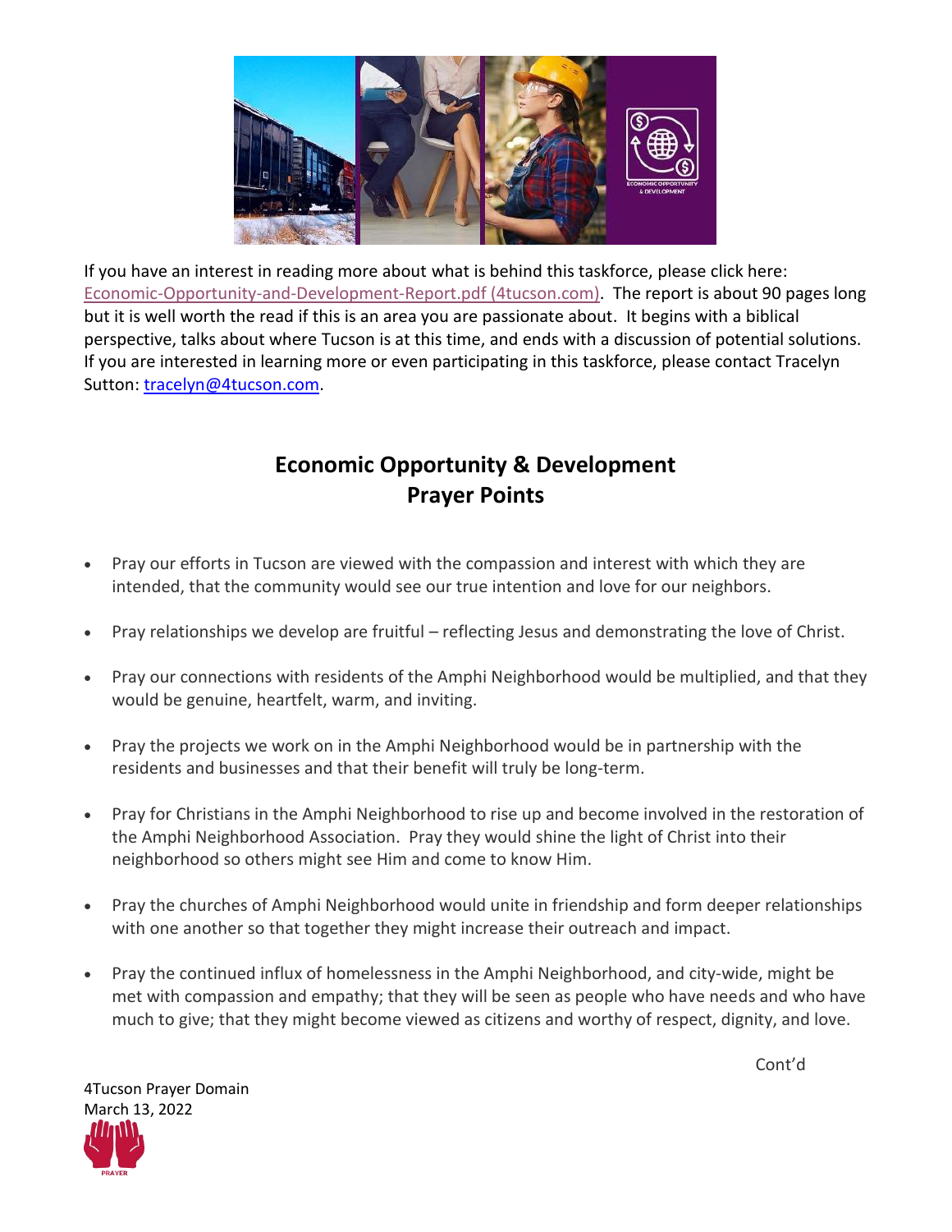If you have an interest in reading more about what is behind this taskforce, please click here: Economic-Opportunity-and-Development-Report.pdf (4tucson.com). The report is about 90 pages long but it is well worth the read if this is an area you are passionate about. It begins with a biblical perspective, talks about where Tucson is at this time, and ends with a discussion of potential solutions. If you are interested in learning more or even participating in this taskforce, please contact Tracelyn Sutton: tracelyn@4tucson.com.

## Economic Opportunity & Development
## Prayer Points

- Pray our efforts in Tucson are viewed with the compassion and interest with which they are intended, that the community would see our true intention and love for our neighbors.
- Pray relationships we develop are fruitful – reflecting Jesus and demonstrating the love of Christ.
- Pray our connections with residents of the Amphi Neighborhood would be multiplied, and that they would be genuine, heartfelt, warm, and inviting.
- Pray the projects we work on in the Amphi Neighborhood would be in partnership with the residents and businesses and that their benefit will truly be long-term.
- Pray for Christians in the Amphi Neighborhood to rise up and become involved in the restoration of the Amphi Neighborhood Association. Pray they would shine the light of Christ into their neighborhood so others might see Him and come to know Him.
- Pray the churches of Amphi Neighborhood would unite in friendship and form deeper relationships with one another so that together they might increase their outreach and impact.
- Pray the continued influx of homelessness in the Amphi Neighborhood, and city-wide, might be met with compassion and empathy; that they will be seen as people who have needs and who have much to give; that they might become viewed as citizens and worthy of respect, dignity, and love.

Cont'd

4Tucson Prayer Domain
March 13, 2022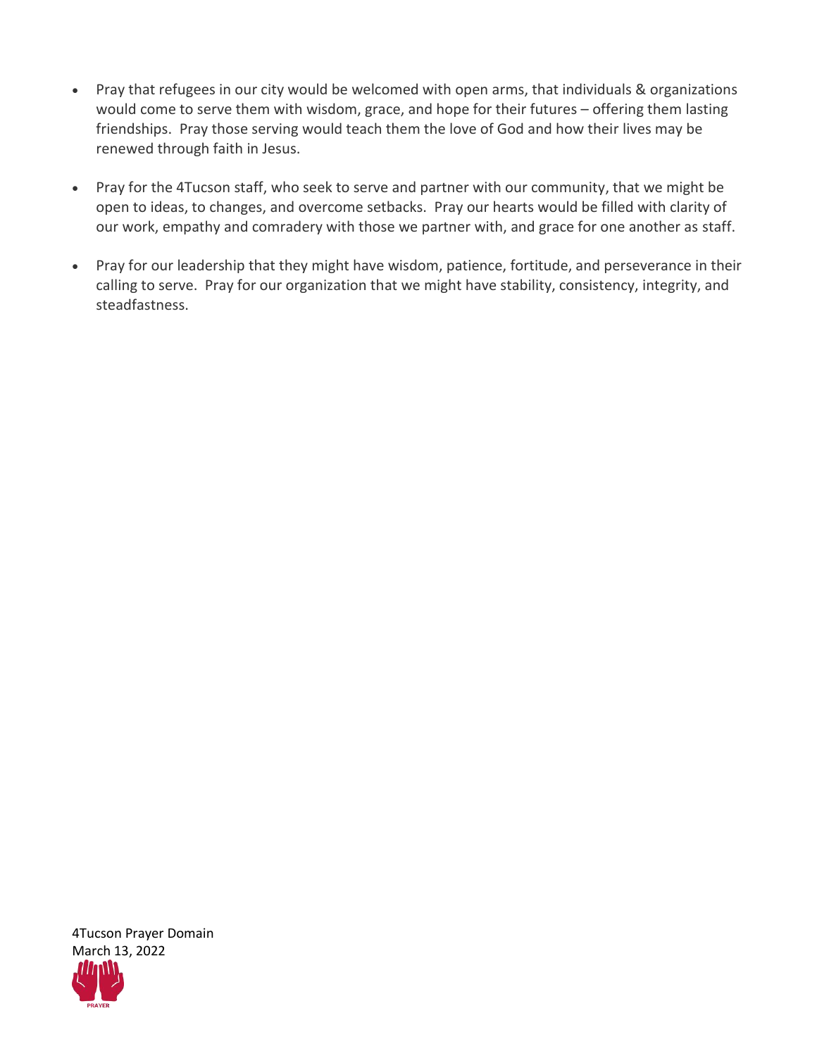- Pray that refugees in our city would be welcomed with open arms, that individuals & organizations would come to serve them with wisdom, grace, and hope for their futures – offering them lasting friendships. Pray those serving would teach them the love of God and how their lives may be renewed through faith in Jesus.

- Pray for the 4Tucson staff, who seek to serve and partner with our community, that we might be open to ideas, to changes, and overcome setbacks. Pray our hearts would be filled with clarity of our work, empathy and comradery with those we partner with, and grace for one another as staff.

- Pray for our leadership that they might have wisdom, patience, fortitude, and perseverance in their calling to serve. Pray for our organization that we might have stability, consistency, integrity, and steadfastness.